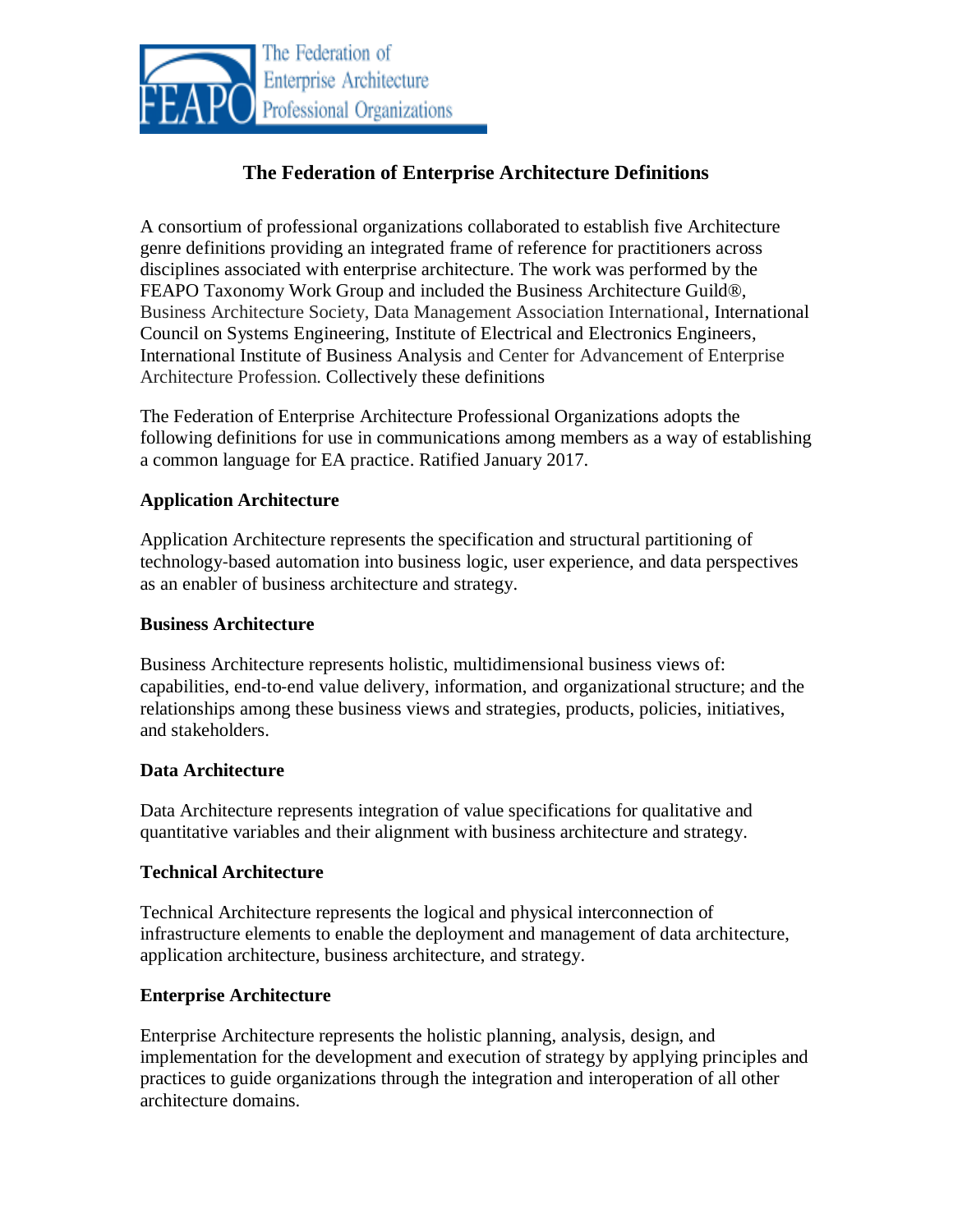The Federation of Enterprise Architecture Professional Organizations

# The Federation of Enterprise Architecture Definitions

A consortium of professional organizations collaborated to establish five Architecture genre definitions providing an integrated frame of reference for practitioners across disciplines associated with enterprise architecture. The work was performed by the FEAPO Taxonomy Work Group and included the Business Architecture Guild®, Business Architecture Society, Data Management Association International, International Council on Systems Engineering, Institute of Electrical and Electronics Engineers, International Institute of Business Analysis and Center for Advancement of Enterprise Architecture Profession. Collectively these definitions

The Federation of Enterprise Architecture Professional Organizations adopts the following definitions for use in communications among members as a way of establishing a common language for EA practice. Ratified January 2017.

## Application Architecture

Application Architecture represents the specification and structural partitioning of technology-based automation into business logic, user experience, and data perspectives as an enabler of business architecture and strategy.

## Business Architecture

Business Architecture represents holistic, multidimensional business views of: capabilities, end-to-end value delivery, information, and organizational structure; and the relationships among these business views and strategies, products, policies, initiatives, and stakeholders.

## Data Architecture

Data Architecture represents integration of value specifications for qualitative and quantitative variables and their alignment with business architecture and strategy.

## Technical Architecture

Technical Architecture represents the logical and physical interconnection of infrastructure elements to enable the deployment and management of data architecture, application architecture, business architecture, and strategy.

## Enterprise Architecture

Enterprise Architecture represents the holistic planning, analysis, design, and implementation for the development and execution of strategy by applying principles and practices to guide organizations through the integration and interoperation of all other architecture domains.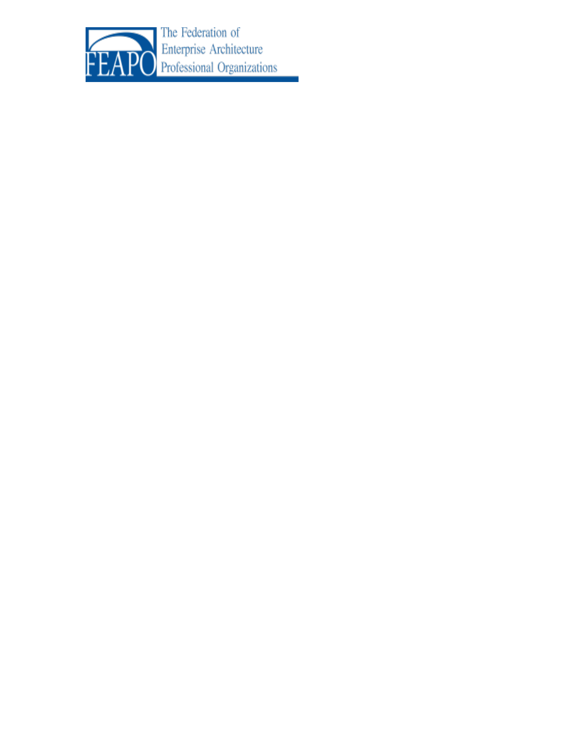FEAPO

The Federation of
Enterprise Architecture
Professional Organizations